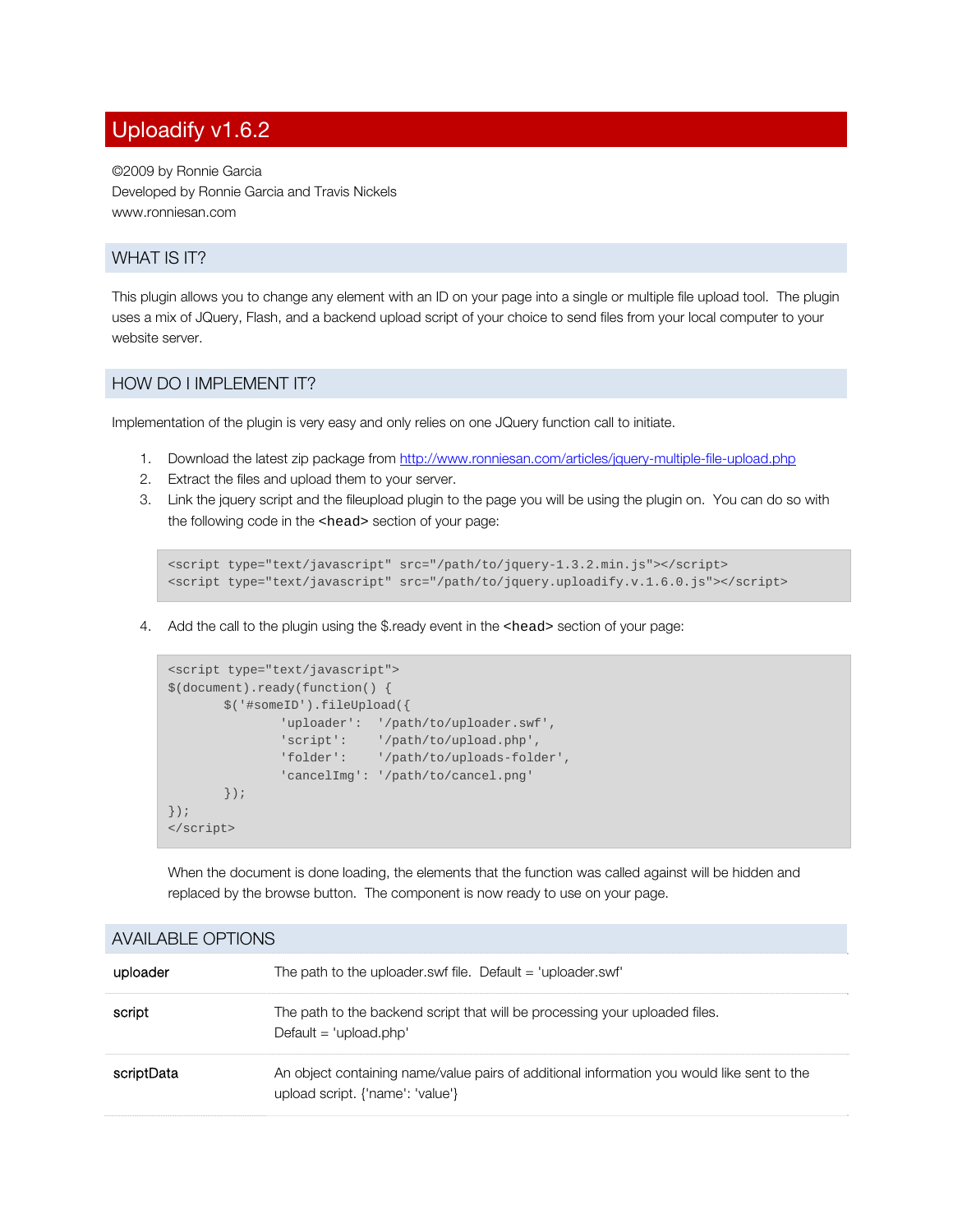# Uploadify v1.6.2

©2009 by Ronnie Garcia
Developed by Ronnie Garcia and Travis Nickels
www.ronniesan.com

## WHAT IS IT?

This plugin allows you to change any element with an ID on your page into a single or multiple file upload tool. The plugin uses a mix of JQuery, Flash, and a backend upload script of your choice to send files from your local computer to your website server.

## HOW DO I IMPLEMENT IT?

Implementation of the plugin is very easy and only relies on one JQuery function call to initiate.

1. Download the latest zip package from [http://www.ronniesan.com/articles/jquery-multiple-file-upload.php](http://www.ronniesan.com/articles/jquery-multiple-file-upload.php)
2. Extract the files and upload them to your server.
3. Link the jquery script and the fileupload plugin to the page you will be using the plugin on. You can do so with the following code in the `<head>` section of your page:

```
<script type="text/javascript" src="/path/to/jquery-1.3.2.min.js"></script>
<script type="text/javascript" src="/path/to/jquery.uploadify.v.1.6.0.js"></script>
```

4. Add the call to the plugin using the $.ready event in the `<head>` section of your page:

```
<script type="text/javascript">
$(document).ready(function() {
        $('#someID').fileUpload({
                'uploader':  '/path/to/uploader.swf',
                'script':    '/path/to/upload.php',
                'folder':    '/path/to/uploads-folder',
                'cancelImg': '/path/to/cancel.png'
        });
});
</script>
```

When the document is done loading, the elements that the function was called against will be hidden and replaced by the browse button. The component is now ready to use on your page.

## AVAILABLE OPTIONS

| | |
|---|---|
| uploader | The path to the uploader.swf file. Default = 'uploader.swf' |
| script | The path to the backend script that will be processing your uploaded files. Default = 'upload.php' |
| scriptData | An object containing name/value pairs of additional information you would like sent to the upload script. {'name': 'value'} |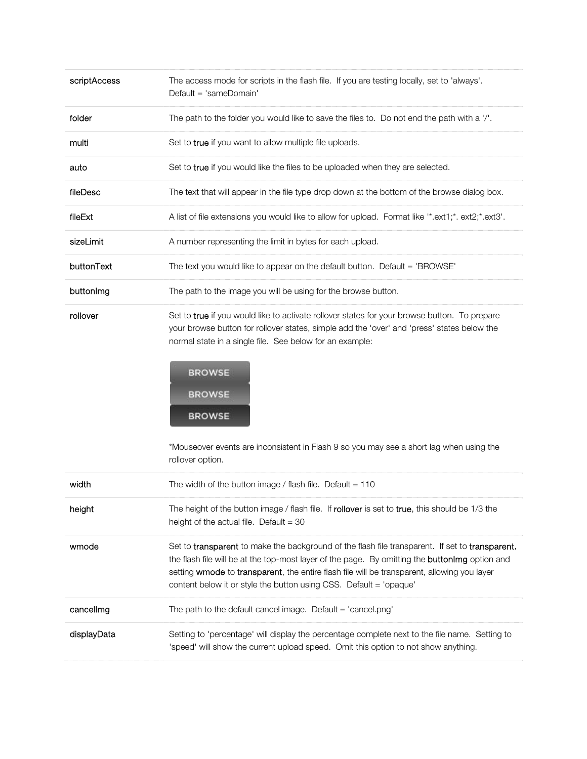| | |
|---|---|
| scriptAccess | The access mode for scripts in the flash file. If you are testing locally, set to 'always'. Default = 'sameDomain' |
| folder | The path to the folder you would like to save the files to. Do not end the path with a '/'. |
| multi | Set to **true** if you want to allow multiple file uploads. |
| auto | Set to **true** if you would like the files to be uploaded when they are selected. |
| fileDesc | The text that will appear in the file type drop down at the bottom of the browse dialog box. |
| fileExt | A list of file extensions you would like to allow for upload. Format like '*.ext1;*. ext2;*.ext3'. |
| sizeLimit | A number representing the limit in bytes for each upload. |
| buttonText | The text you would like to appear on the default button. Default = 'BROWSE' |
| buttonImg | The path to the image you will be using for the browse button. |
| rollover | Set to **true** if you would like to activate rollover states for your browse button. To prepare your browse button for rollover states, simple add the 'over' and 'press' states below the normal state in a single file. See below for an example: BROWSE BROWSE BROWSE *Mouseover events are inconsistent in Flash 9 so you may see a short lag when using the rollover option. |
| width | The width of the button image / flash file. Default = 110 |
| height | The height of the button image / flash file. If **rollover** is set to **true**, this should be 1/3 the height of the actual file. Default = 30 |
| wmode | Set to **transparent** to make the background of the flash file transparent. If set to **transparent**, the flash file will be at the top-most layer of the page. By omitting the **buttonImg** option and setting **wmode** to **transparent**, the entire flash file will be transparent, allowing you layer content below it or style the button using CSS. Default = 'opaque' |
| cancelImg | The path to the default cancel image. Default = 'cancel.png' |
| displayData | Setting to 'percentage' will display the percentage complete next to the file name. Setting to 'speed' will show the current upload speed. Omit this option to not show anything. |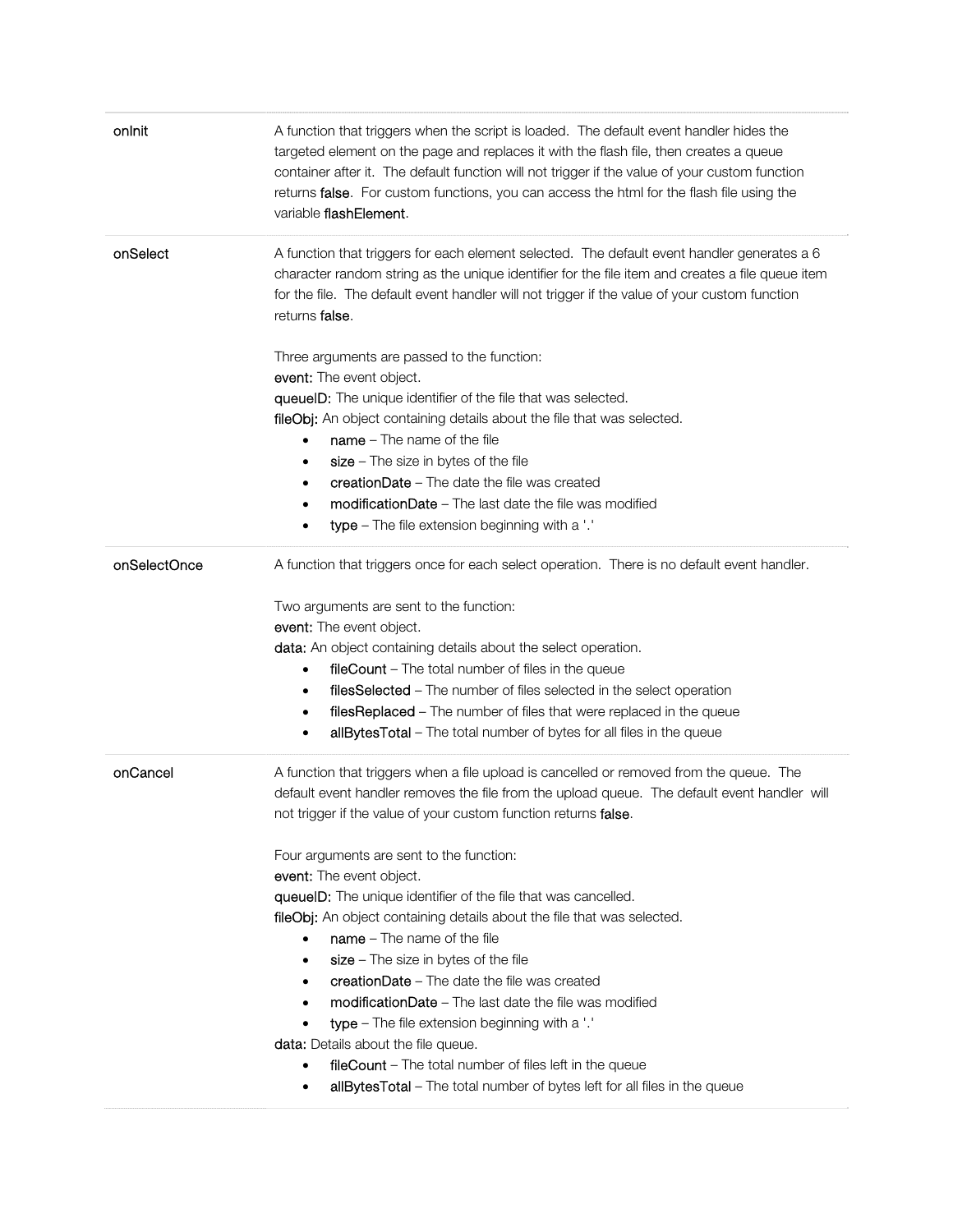| | |
|---|---|
| onInit | A function that triggers when the script is loaded. The default event handler hides the targeted element on the page and replaces it with the flash file, then creates a queue container after it. The default function will not trigger if the value of your custom function returns **false**. For custom functions, you can access the html for the flash file using the variable **flashElement**. |
| onSelect | A function that triggers for each element selected. The default event handler generates a 6 character random string as the unique identifier for the file item and creates a file queue item for the file. The default event handler will not trigger if the value of your custom function returns **false**.<br><br>Three arguments are passed to the function:<br>**event:** The event object.<br>**queueID:** The unique identifier of the file that was selected.<br>**fileObj:** An object containing details about the file that was selected.<br>• **name** – The name of the file<br>• **size** – The size in bytes of the file<br>• **creationDate** – The date the file was created<br>• **modificationDate** – The last date the file was modified<br>• **type** – The file extension beginning with a '.' |
| onSelectOnce | A function that triggers once for each select operation. There is no default event handler.<br><br>Two arguments are sent to the function:<br>**event:** The event object.<br>**data:** An object containing details about the select operation.<br>• **fileCount** – The total number of files in the queue<br>• **filesSelected** – The number of files selected in the select operation<br>• **filesReplaced** – The number of files that were replaced in the queue<br>• **allBytesTotal** – The total number of bytes for all files in the queue |
| onCancel | A function that triggers when a file upload is cancelled or removed from the queue. The default event handler removes the file from the upload queue. The default event handler will not trigger if the value of your custom function returns **false**.<br><br>Four arguments are sent to the function:<br>**event:** The event object.<br>**queueID:** The unique identifier of the file that was cancelled.<br>**fileObj:** An object containing details about the file that was selected.<br>• **name** – The name of the file<br>• **size** – The size in bytes of the file<br>• **creationDate** – The date the file was created<br>• **modificationDate** – The last date the file was modified<br>• **type** – The file extension beginning with a '.'<br>**data:** Details about the file queue.<br>• **fileCount** – The total number of files left in the queue<br>• **allBytesTotal** – The total number of bytes left for all files in the queue |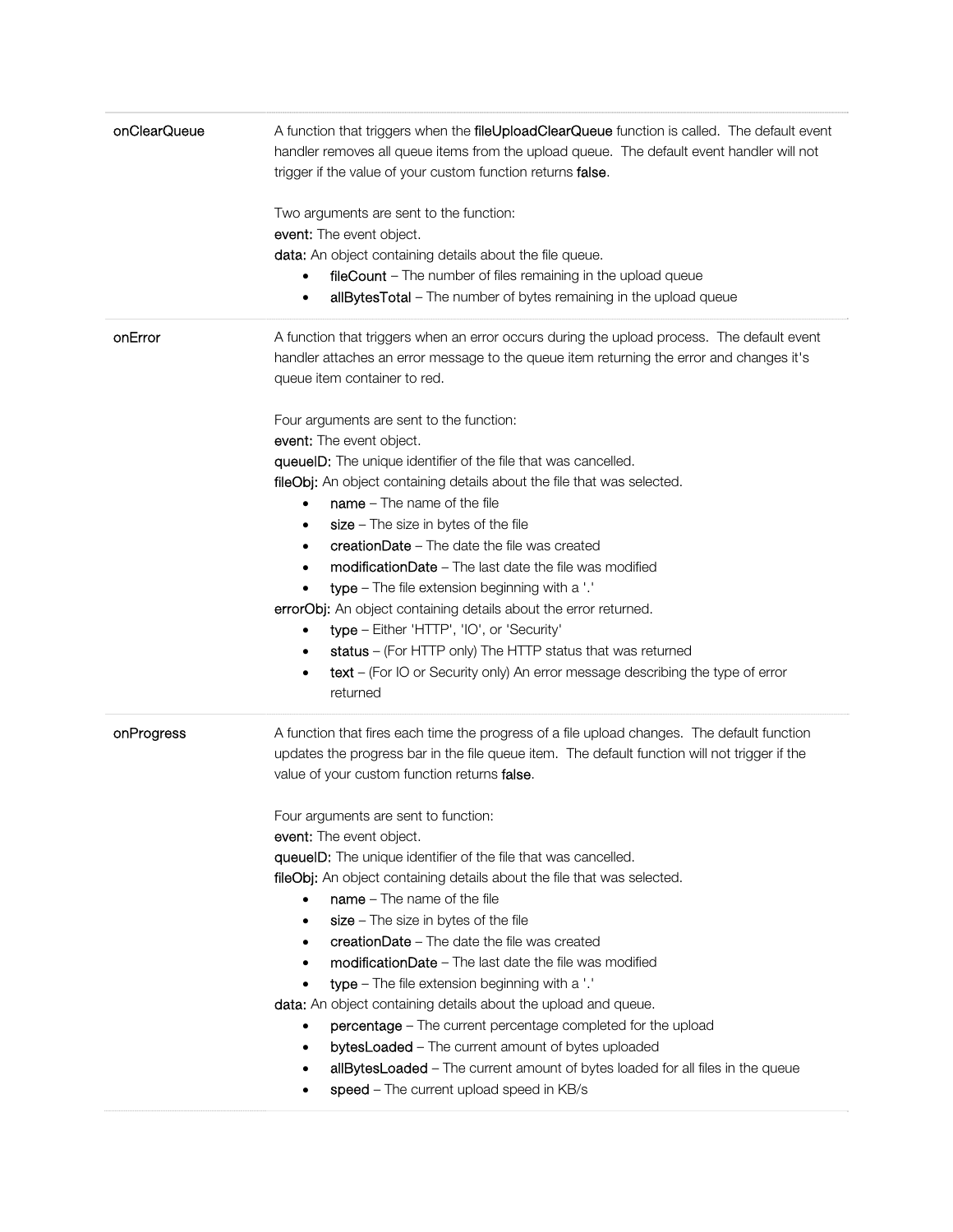| | |
|---|---|
| onClearQueue | A function that triggers when the **fileUploadClearQueue** function is called. The default event handler removes all queue items from the upload queue. The default event handler will not trigger if the value of your custom function returns **false**.<br><br>Two arguments are sent to the function:<br>**event:** The event object.<br>**data:** An object containing details about the file queue.<br>• **fileCount** – The number of files remaining in the upload queue<br>• **allBytesTotal** – The number of bytes remaining in the upload queue |
| onError | A function that triggers when an error occurs during the upload process. The default event handler attaches an error message to the queue item returning the error and changes it's queue item container to red.<br><br>Four arguments are sent to the function:<br>**event:** The event object.<br>**queueID:** The unique identifier of the file that was cancelled.<br>**fileObj:** An object containing details about the file that was selected.<br>• **name** – The name of the file<br>• **size** – The size in bytes of the file<br>• **creationDate** – The date the file was created<br>• **modificationDate** – The last date the file was modified<br>• **type** – The file extension beginning with a '.'<br>**errorObj:** An object containing details about the error returned.<br>• **type** – Either 'HTTP', 'IO', or 'Security'<br>• **status** – (For HTTP only) The HTTP status that was returned<br>• **text** – (For IO or Security only) An error message describing the type of error returned |
| onProgress | A function that fires each time the progress of a file upload changes. The default function updates the progress bar in the file queue item. The default function will not trigger if the value of your custom function returns **false**.<br><br>Four arguments are sent to function:<br>**event:** The event object.<br>**queueID:** The unique identifier of the file that was cancelled.<br>**fileObj:** An object containing details about the file that was selected.<br>• **name** – The name of the file<br>• **size** – The size in bytes of the file<br>• **creationDate** – The date the file was created<br>• **modificationDate** – The last date the file was modified<br>• **type** – The file extension beginning with a '.'<br>**data:** An object containing details about the upload and queue.<br>• **percentage** – The current percentage completed for the upload<br>• **bytesLoaded** – The current amount of bytes uploaded<br>• **allBytesLoaded** – The current amount of bytes loaded for all files in the queue<br>• **speed** – The current upload speed in KB/s |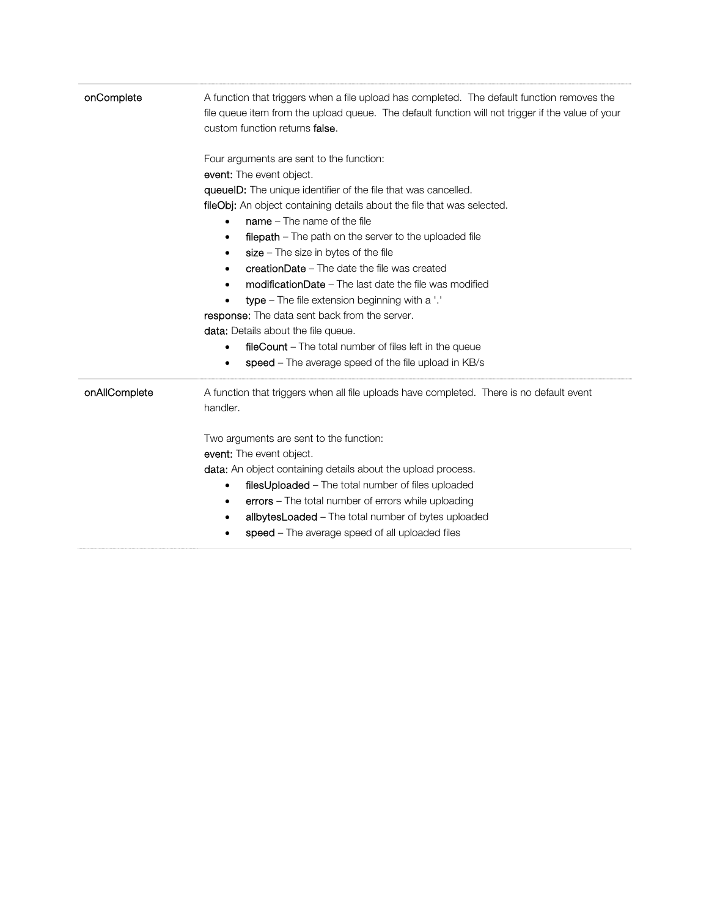| | |
|---|---|
| onComplete | A function that triggers when a file upload has completed. The default function removes the file queue item from the upload queue. The default function will not trigger if the value of your custom function returns **false**.<br><br>Four arguments are sent to the function:<br>**event:** The event object.<br>**queueID:** The unique identifier of the file that was cancelled.<br>**fileObj:** An object containing details about the file that was selected.<br>• **name** – The name of the file<br>• **filepath** – The path on the server to the uploaded file<br>• **size** – The size in bytes of the file<br>• **creationDate** – The date the file was created<br>• **modificationDate** – The last date the file was modified<br>• **type** – The file extension beginning with a '.'<br>**response:** The data sent back from the server.<br>**data:** Details about the file queue.<br>• **fileCount** – The total number of files left in the queue<br>• **speed** – The average speed of the file upload in KB/s |
| onAllComplete | A function that triggers when all file uploads have completed. There is no default event handler.<br><br>Two arguments are sent to the function:<br>**event:** The event object.<br>**data:** An object containing details about the upload process.<br>• **filesUploaded** – The total number of files uploaded<br>• **errors** – The total number of errors while uploading<br>• **allbytesLoaded** – The total number of bytes uploaded<br>• **speed** – The average speed of all uploaded files |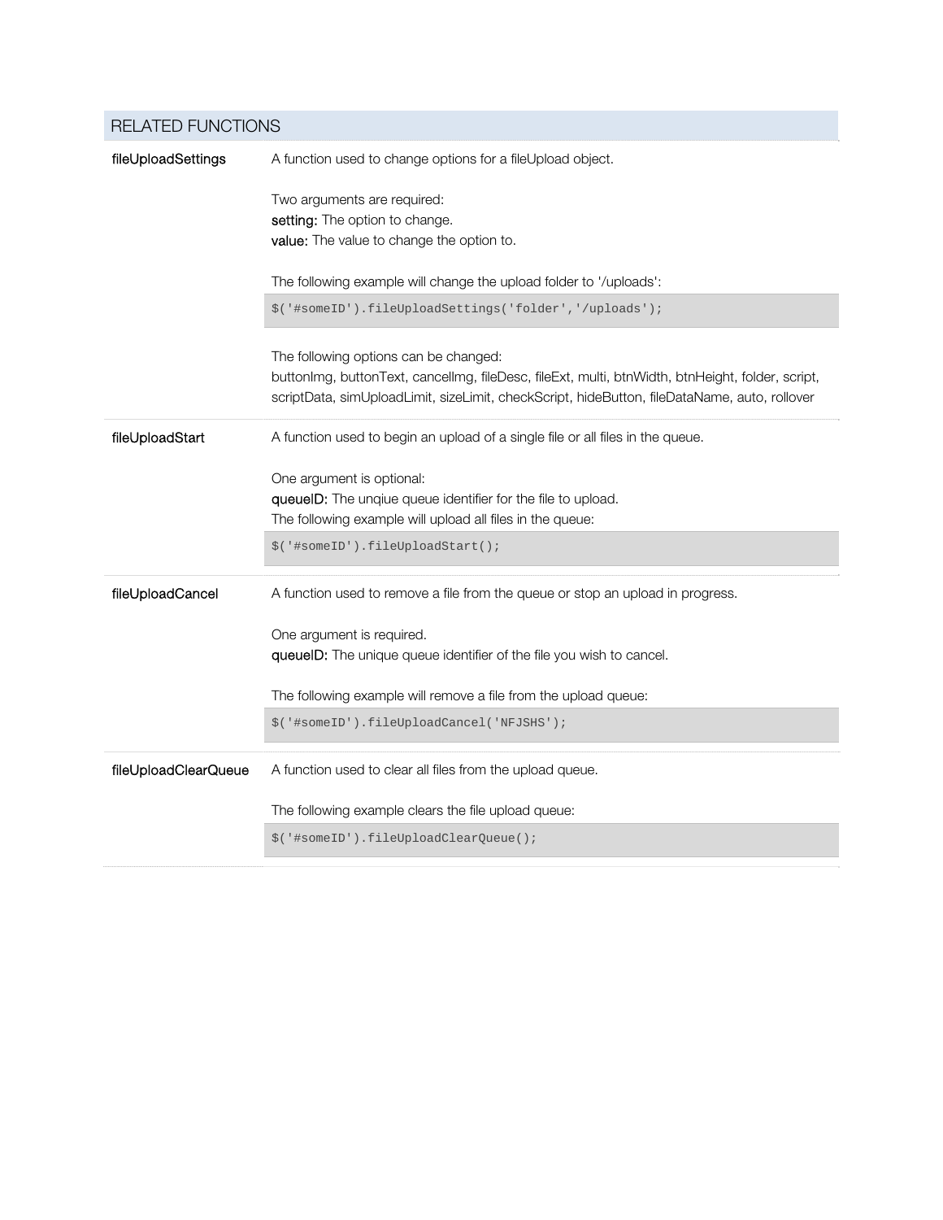## RELATED FUNCTIONS

**fileUploadSettings**

A function used to change options for a fileUpload object.

Two arguments are required:
**setting:** The option to change.
**value:** The value to change the option to.

The following example will change the upload folder to '/uploads':

```
$('#someID').fileUploadSettings('folder','/uploads');
```

The following options can be changed:
buttonImg, buttonText, cancelImg, fileDesc, fileExt, multi, btnWidth, btnHeight, folder, script, scriptData, simUploadLimit, sizeLimit, checkScript, hideButton, fileDataName, auto, rollover

**fileUploadStart**

A function used to begin an upload of a single file or all files in the queue.

One argument is optional:
**queueID:** The unqiue queue identifier for the file to upload.
The following example will upload all files in the queue:

```
$('#someID').fileUploadStart();
```

**fileUploadCancel**

A function used to remove a file from the queue or stop an upload in progress.

One argument is required.
**queueID:** The unique queue identifier of the file you wish to cancel.

The following example will remove a file from the upload queue:

```
$('#someID').fileUploadCancel('NFJSHS');
```

**fileUploadClearQueue**

A function used to clear all files from the upload queue.

The following example clears the file upload queue:

```
$('#someID').fileUploadClearQueue();
```